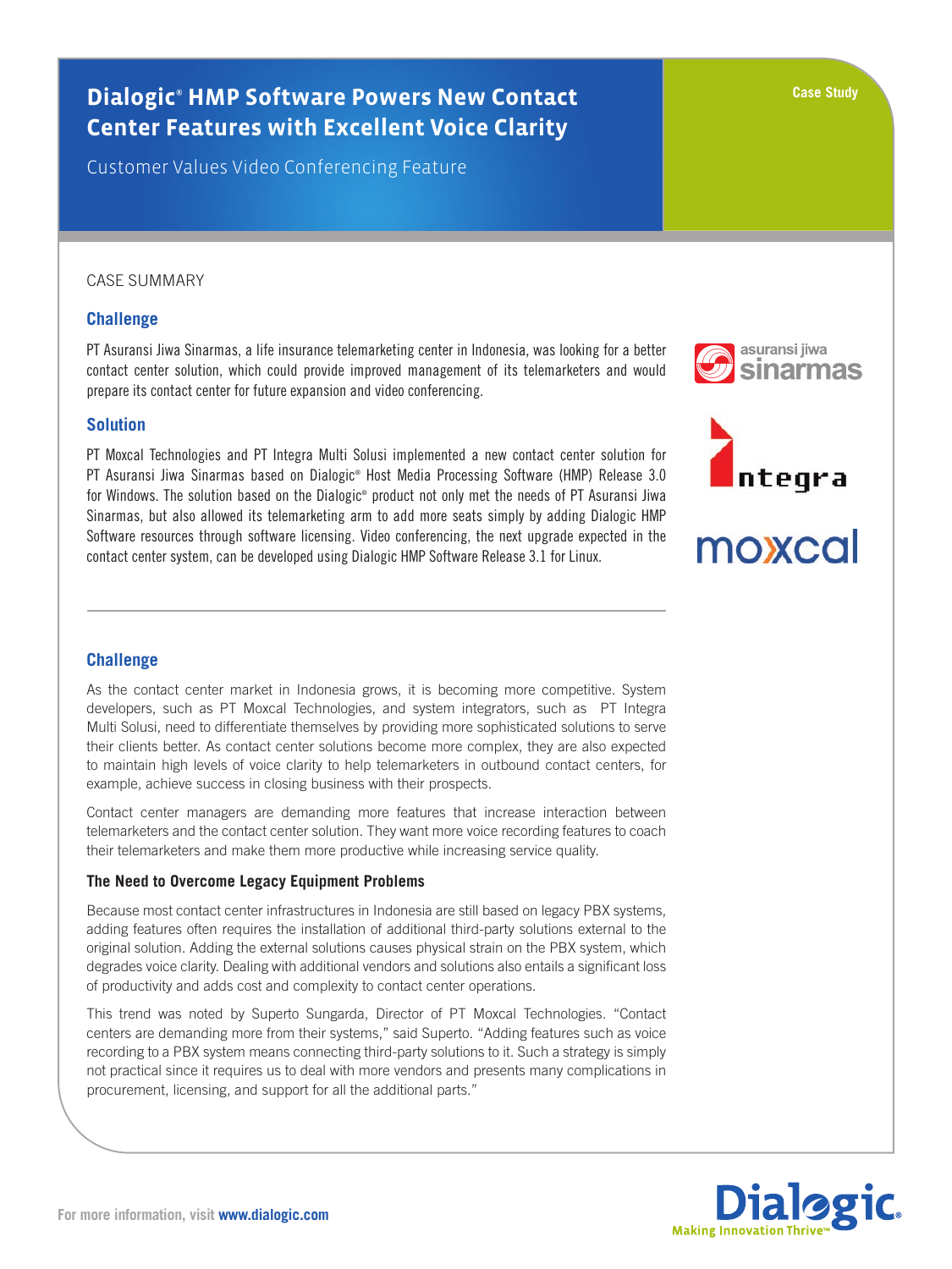# Dialogic® HMP Software Powers New Contact Center Features with Excellent Voice Clarity

Customer Values Video Conferencing Feature

Case Study

CASE SUMMARY

## Challenge

PT Asuransi Jiwa Sinarmas, a life insurance telemarketing center in Indonesia, was looking for a better contact center solution, which could provide improved management of its telemarketers and would prepare its contact center for future expansion and video conferencing.

## Solution

PT Moxcal Technologies and PT Integra Multi Solusi implemented a new contact center solution for PT Asuransi Jiwa Sinarmas based on Dialogic® Host Media Processing Software (HMP) Release 3.0 for Windows. The solution based on the Dialogic® product not only met the needs of PT Asuransi Jiwa Sinarmas, but also allowed its telemarketing arm to add more seats simply by adding Dialogic HMP Software resources through software licensing. Video conferencing, the next upgrade expected in the contact center system, can be developed using Dialogic HMP Software Release 3.1 for Linux.

## Challenge

As the contact center market in Indonesia grows, it is becoming more competitive. System developers, such as PT Moxcal Technologies, and system integrators, such as PT Integra Multi Solusi, need to differentiate themselves by providing more sophisticated solutions to serve their clients better. As contact center solutions become more complex, they are also expected to maintain high levels of voice clarity to help telemarketers in outbound contact centers, for example, achieve success in closing business with their prospects.

Contact center managers are demanding more features that increase interaction between telemarketers and the contact center solution. They want more voice recording features to coach their telemarketers and make them more productive while increasing service quality.

### The Need to Overcome Legacy Equipment Problems

Because most contact center infrastructures in Indonesia are still based on legacy PBX systems, adding features often requires the installation of additional third-party solutions external to the original solution. Adding the external solutions causes physical strain on the PBX system, which degrades voice clarity. Dealing with additional vendors and solutions also entails a significant loss of productivity and adds cost and complexity to contact center operations.

This trend was noted by Superto Sungarda, Director of PT Moxcal Technologies. "Contact centers are demanding more from their systems," said Superto. "Adding features such as voice recording to a PBX system means connecting third-party solutions to it. Such a strategy is simply not practical since it requires us to deal with more vendors and presents many complications in procurement, licensing, and support for all the additional parts."

For more information, visit **www.dialogic.com**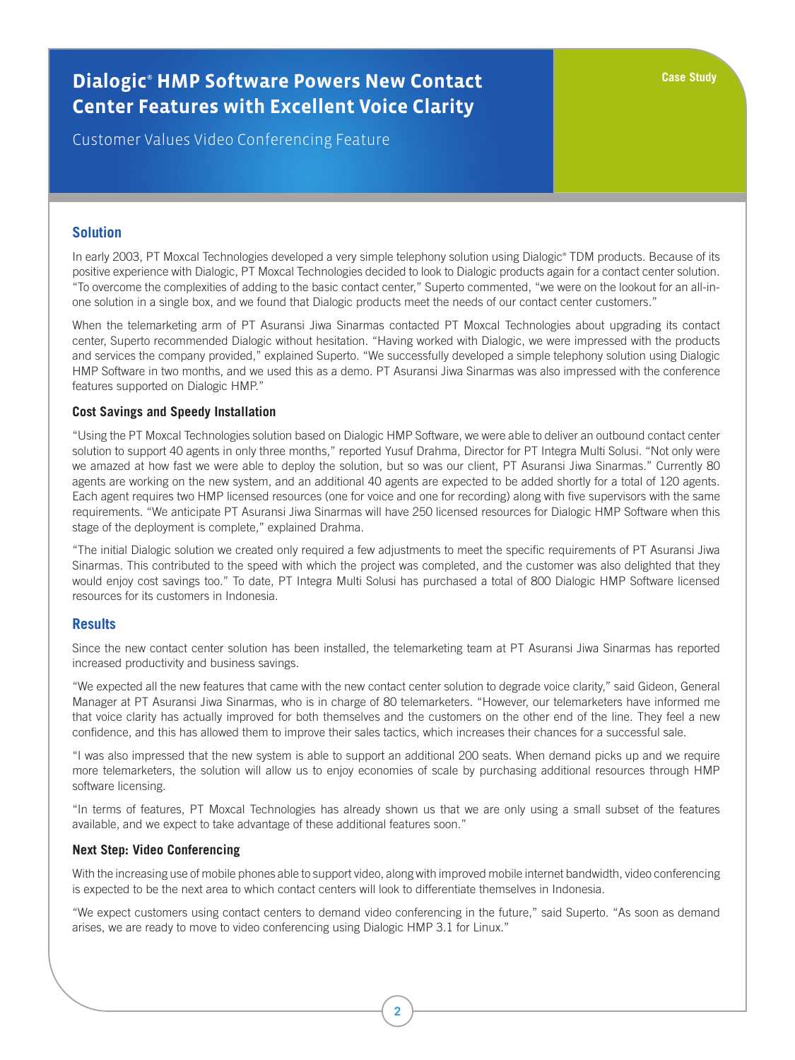# Dialogic® HMP Software Powers New Contact Center Features with Excellent Voice Clarity

Customer Values Video Conferencing Feature

Case Study

## Solution

In early 2003, PT Moxcal Technologies developed a very simple telephony solution using Dialogic® TDM products. Because of its positive experience with Dialogic, PT Moxcal Technologies decided to look to Dialogic products again for a contact center solution. "To overcome the complexities of adding to the basic contact center," Superto commented, "we were on the lookout for an all-in-one solution in a single box, and we found that Dialogic products meet the needs of our contact center customers."

When the telemarketing arm of PT Asuransi Jiwa Sinarmas contacted PT Moxcal Technologies about upgrading its contact center, Superto recommended Dialogic without hesitation. "Having worked with Dialogic, we were impressed with the products and services the company provided," explained Superto. "We successfully developed a simple telephony solution using Dialogic HMP Software in two months, and we used this as a demo. PT Asuransi Jiwa Sinarmas was also impressed with the conference features supported on Dialogic HMP."

### Cost Savings and Speedy Installation

"Using the PT Moxcal Technologies solution based on Dialogic HMP Software, we were able to deliver an outbound contact center solution to support 40 agents in only three months," reported Yusuf Drahma, Director for PT Integra Multi Solusi. "Not only were we amazed at how fast we were able to deploy the solution, but so was our client, PT Asuransi Jiwa Sinarmas." Currently 80 agents are working on the new system, and an additional 40 agents are expected to be added shortly for a total of 120 agents. Each agent requires two HMP licensed resources (one for voice and one for recording) along with five supervisors with the same requirements. "We anticipate PT Asuransi Jiwa Sinarmas will have 250 licensed resources for Dialogic HMP Software when this stage of the deployment is complete," explained Drahma.

"The initial Dialogic solution we created only required a few adjustments to meet the specific requirements of PT Asuransi Jiwa Sinarmas. This contributed to the speed with which the project was completed, and the customer was also delighted that they would enjoy cost savings too." To date, PT Integra Multi Solusi has purchased a total of 800 Dialogic HMP Software licensed resources for its customers in Indonesia.

## Results

Since the new contact center solution has been installed, the telemarketing team at PT Asuransi Jiwa Sinarmas has reported increased productivity and business savings.

"We expected all the new features that came with the new contact center solution to degrade voice clarity," said Gideon, General Manager at PT Asuransi Jiwa Sinarmas, who is in charge of 80 telemarketers. "However, our telemarketers have informed me that voice clarity has actually improved for both themselves and the customers on the other end of the line. They feel a new confidence, and this has allowed them to improve their sales tactics, which increases their chances for a successful sale.

"I was also impressed that the new system is able to support an additional 200 seats. When demand picks up and we require more telemarketers, the solution will allow us to enjoy economies of scale by purchasing additional resources through HMP software licensing.

"In terms of features, PT Moxcal Technologies has already shown us that we are only using a small subset of the features available, and we expect to take advantage of these additional features soon."

### Next Step: Video Conferencing

With the increasing use of mobile phones able to support video, along with improved mobile internet bandwidth, video conferencing is expected to be the next area to which contact centers will look to differentiate themselves in Indonesia.

"We expect customers using contact centers to demand video conferencing in the future," said Superto. "As soon as demand arises, we are ready to move to video conferencing using Dialogic HMP 3.1 for Linux."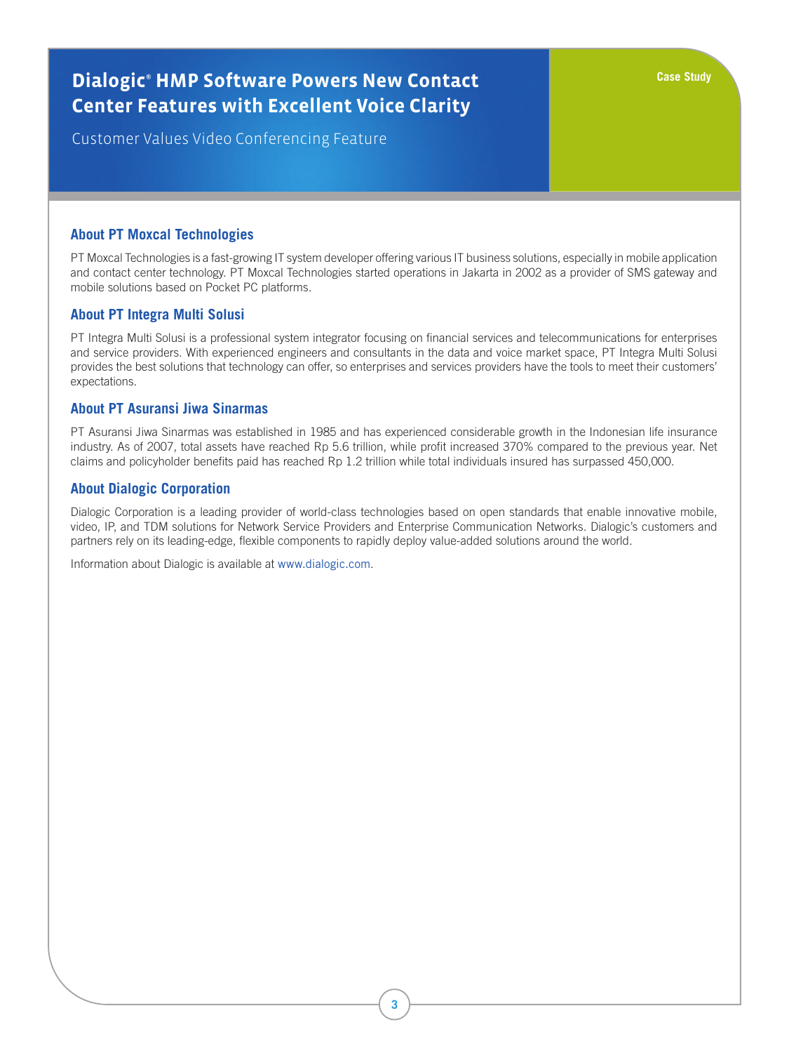# Dialogic® HMP Software Powers New Contact Center Features with Excellent Voice Clarity

Customer Values Video Conferencing Feature

Case Study

## About PT Moxcal Technologies

PT Moxcal Technologies is a fast-growing IT system developer offering various IT business solutions, especially in mobile application and contact center technology. PT Moxcal Technologies started operations in Jakarta in 2002 as a provider of SMS gateway and mobile solutions based on Pocket PC platforms.

## About PT Integra Multi Solusi

PT Integra Multi Solusi is a professional system integrator focusing on financial services and telecommunications for enterprises and service providers. With experienced engineers and consultants in the data and voice market space, PT Integra Multi Solusi provides the best solutions that technology can offer, so enterprises and services providers have the tools to meet their customers' expectations.

## About PT Asuransi Jiwa Sinarmas

PT Asuransi Jiwa Sinarmas was established in 1985 and has experienced considerable growth in the Indonesian life insurance industry. As of 2007, total assets have reached Rp 5.6 trillion, while profit increased 370% compared to the previous year. Net claims and policyholder benefits paid has reached Rp 1.2 trillion while total individuals insured has surpassed 450,000.

## About Dialogic Corporation

Dialogic Corporation is a leading provider of world-class technologies based on open standards that enable innovative mobile, video, IP, and TDM solutions for Network Service Providers and Enterprise Communication Networks. Dialogic's customers and partners rely on its leading-edge, flexible components to rapidly deploy value-added solutions around the world.

Information about Dialogic is available at www.dialogic.com.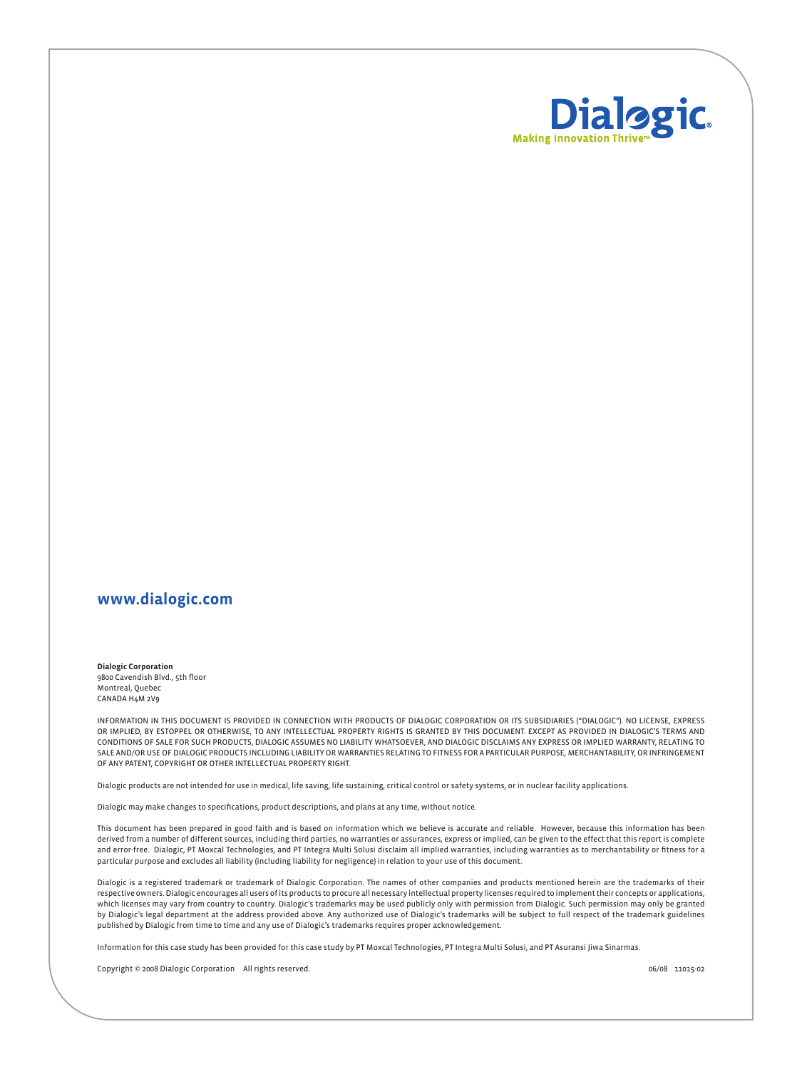Dialogic

Making Innovation Thrive™

**www.dialogic.com**

**Dialogic Corporation**
9800 Cavendish Blvd., 5th floor
Montreal, Quebec
CANADA H4M 2V9

INFORMATION IN THIS DOCUMENT IS PROVIDED IN CONNECTION WITH PRODUCTS OF DIALOGIC CORPORATION OR ITS SUBSIDIARIES ("DIALOGIC"). NO LICENSE, EXPRESS OR IMPLIED, BY ESTOPPEL OR OTHERWISE, TO ANY INTELLECTUAL PROPERTY RIGHTS IS GRANTED BY THIS DOCUMENT. EXCEPT AS PROVIDED IN DIALOGIC'S TERMS AND CONDITIONS OF SALE FOR SUCH PRODUCTS, DIALOGIC ASSUMES NO LIABILITY WHATSOEVER, AND DIALOGIC DISCLAIMS ANY EXPRESS OR IMPLIED WARRANTY, RELATING TO SALE AND/OR USE OF DIALOGIC PRODUCTS INCLUDING LIABILITY OR WARRANTIES RELATING TO FITNESS FOR A PARTICULAR PURPOSE, MERCHANTABILITY, OR INFRINGEMENT OF ANY PATENT, COPYRIGHT OR OTHER INTELLECTUAL PROPERTY RIGHT.

Dialogic products are not intended for use in medical, life saving, life sustaining, critical control or safety systems, or in nuclear facility applications.

Dialogic may make changes to specifications, product descriptions, and plans at any time, without notice.

This document has been prepared in good faith and is based on information which we believe is accurate and reliable. However, because this information has been derived from a number of different sources, including third parties, no warranties or assurances, express or implied, can be given to the effect that this report is complete and error-free. Dialogic, PT Moxcal Technologies, and PT Integra Multi Solusi disclaim all implied warranties, including warranties as to merchantability or fitness for a particular purpose and excludes all liability (including liability for negligence) in relation to your use of this document.

Dialogic is a registered trademark or trademark of Dialogic Corporation. The names of other companies and products mentioned herein are the trademarks of their respective owners. Dialogic encourages all users of its products to procure all necessary intellectual property licenses required to implement their concepts or applications, which licenses may vary from country to country. Dialogic's trademarks may be used publicly only with permission from Dialogic. Such permission may only be granted by Dialogic's legal department at the address provided above. Any authorized use of Dialogic's trademarks will be subject to full respect of the trademark guidelines published by Dialogic from time to time and any use of Dialogic's trademarks requires proper acknowledgement.

Information for this case study has been provided for this case study by PT Moxcal Technologies, PT Integra Multi Solusi, and PT Asuransi Jiwa Sinarmas.

Copyright © 2008 Dialogic Corporation All rights reserved.

06/08 11015-02